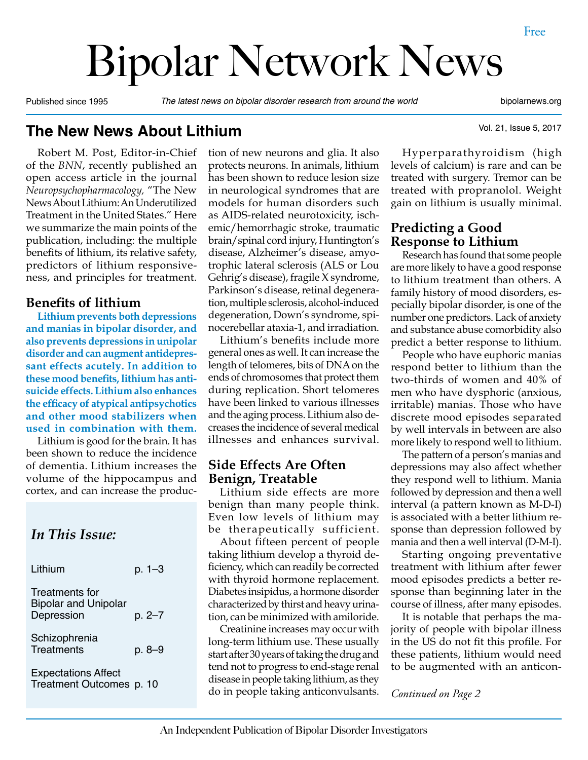# Bipolar Network News

Published since 1995 — *The latest news on bipolar disorder research from around the world* — bipolarnews.org

Free

## The New News About Lithium

Robert M. Post, Editor-in-Chief of the *BNN*, recently published an open access article in the journal *Neuropsychopharmacology,* "The New News About Lithium: An Underutilized Treatment in the United States." Here we summarize the main points of the publication, including: the multiple benefits of lithium, its relative safety, predictors of lithium responsiveness, and principles for treatment.

### Benefits of lithium

**Lithium prevents both depressions and manias in bipolar disorder, and also prevents depressions in unipolar disorder and can augment antidepressant effects acutely. In addition to these mood benefits, lithium has anti-suicide effects. Lithium also enhances the efficacy of atypical antipsychotics and other mood stabilizers when used in combination with them.**

Lithium is good for the brain. It has been shown to reduce the incidence of dementia. Lithium increases the volume of the hippocampus and cortex, and can increase the production of new neurons and glia. It also protects neurons. In animals, lithium has been shown to reduce lesion size in neurological syndromes that are models for human disorders such as AIDS-related neurotoxicity, ischemic/hemorrhagic stroke, traumatic brain/spinal cord injury, Huntington's disease, Alzheimer's disease, amyotrophic lateral sclerosis (ALS or Lou Gehrig's disease), fragile X syndrome, Parkinson's disease, retinal degeneration, multiple sclerosis, alcohol-induced degeneration, Down's syndrome, spinocerebellar ataxia-1, and irradiation.

Lithium's benefits include more general ones as well. It can increase the length of telomeres, bits of DNA on the ends of chromosomes that protect them during replication. Short telomeres have been linked to various illnesses and the aging process. Lithium also decreases the incidence of several medical illnesses and enhances survival.

### Side Effects Are Often Benign, Treatable

Lithium side effects are more benign than many people think. Even low levels of lithium may be therapeutically sufficient.

About fifteen percent of people taking lithium develop a thyroid deficiency, which can readily be corrected with thyroid hormone replacement. Diabetes insipidus, a hormone disorder characterized by thirst and heavy urination, can be minimized with amiloride.

Creatinine increases may occur with long-term lithium use. These usually start after 30 years of taking the drug and tend not to progress to end-stage renal disease in people taking lithium, as they do in people taking anticonvulsants.

Hyperparathyroidism (high levels of calcium) is rare and can be treated with surgery. Tremor can be treated with propranolol. Weight gain on lithium is usually minimal.

### Predicting a Good Response to Lithium

Research has found that some people are more likely to have a good response to lithium treatment than others. A family history of mood disorders, especially bipolar disorder, is one of the number one predictors. Lack of anxiety and substance abuse comorbidity also predict a better response to lithium.

People who have euphoric manias respond better to lithium than the two-thirds of women and 40% of men who have dysphoric (anxious, irritable) manias. Those who have discrete mood episodes separated by well intervals in between are also more likely to respond well to lithium.

The pattern of a person's manias and depressions may also affect whether they respond well to lithium. Mania followed by depression and then a well interval (a pattern known as M-D-I) is associated with a better lithium response than depression followed by mania and then a well interval (D-M-I).

Starting ongoing preventative treatment with lithium after fewer mood episodes predicts a better response than beginning later in the course of illness, after many episodes.

It is notable that perhaps the majority of people with bipolar illness in the US do not fit this profile. For these patients, lithium would need to be augmented with an anticon-

*Continued on Page 2*

---

*In This Issue:*

| | |
|---|---|
| Lithium | p. 1–3 |
| Treatments for Bipolar and Unipolar Depression | p. 2–7 |
| Schizophrenia Treatments | p. 8–9 |
| Expectations Affect Treatment Outcomes | p. 10 |

An Independent Publication of Bipolar Disorder Investigators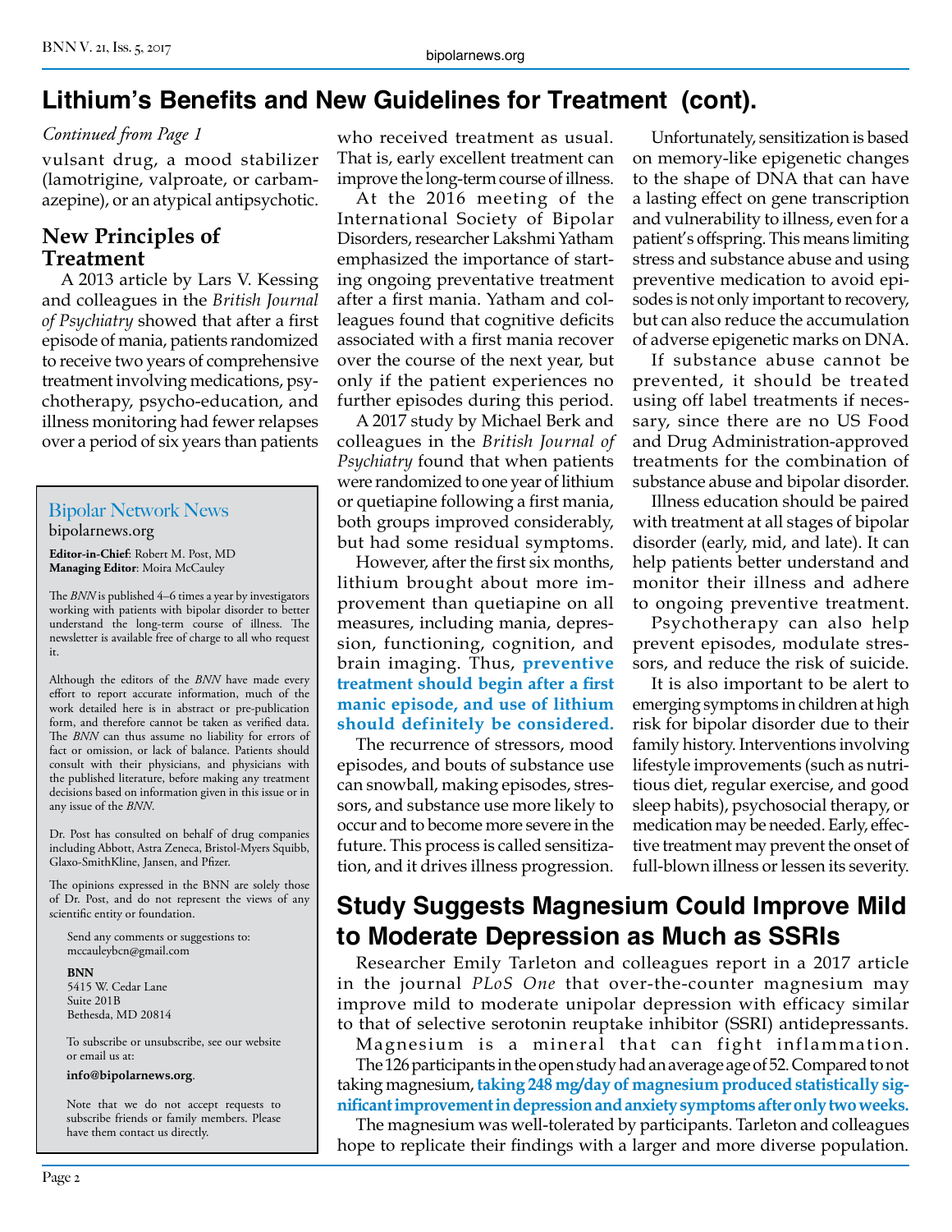## Lithium's Benefits and New Guidelines for Treatment (cont).

*Continued from Page 1*

vulsant drug, a mood stabilizer (lamotrigine, valproate, or carbamazepine), or an atypical antipsychotic.

### New Principles of Treatment

A 2013 article by Lars V. Kessing and colleagues in the *British Journal of Psychiatry* showed that after a first episode of mania, patients randomized to receive two years of comprehensive treatment involving medications, psychotherapy, psycho-education, and illness monitoring had fewer relapses over a period of six years than patients who received treatment as usual. That is, early excellent treatment can improve the long-term course of illness.

At the 2016 meeting of the International Society of Bipolar Disorders, researcher Lakshmi Yatham emphasized the importance of starting ongoing preventative treatment after a first mania. Yatham and colleagues found that cognitive deficits associated with a first mania recover over the course of the next year, but only if the patient experiences no further episodes during this period.

A 2017 study by Michael Berk and colleagues in the *British Journal of Psychiatry* found that when patients were randomized to one year of lithium or quetiapine following a first mania, both groups improved considerably, but had some residual symptoms.

However, after the first six months, lithium brought about more improvement than quetiapine on all measures, including mania, depression, functioning, cognition, and brain imaging. Thus, **preventive treatment should begin after a first manic episode, and use of lithium should definitely be considered.**

The recurrence of stressors, mood episodes, and bouts of substance use can snowball, making episodes, stressors, and substance use more likely to occur and to become more severe in the future. This process is called sensitization, and it drives illness progression.

Unfortunately, sensitization is based on memory-like epigenetic changes to the shape of DNA that can have a lasting effect on gene transcription and vulnerability to illness, even for a patient's offspring. This means limiting stress and substance abuse and using preventive medication to avoid episodes is not only important to recovery, but can also reduce the accumulation of adverse epigenetic marks on DNA.

If substance abuse cannot be prevented, it should be treated using off label treatments if necessary, since there are no US Food and Drug Administration-approved treatments for the combination of substance abuse and bipolar disorder.

Illness education should be paired with treatment at all stages of bipolar disorder (early, mid, and late). It can help patients better understand and monitor their illness and adhere to ongoing preventive treatment.

Psychotherapy can also help prevent episodes, modulate stressors, and reduce the risk of suicide.

It is also important to be alert to emerging symptoms in children at high risk for bipolar disorder due to their family history. Interventions involving lifestyle improvements (such as nutritious diet, regular exercise, and good sleep habits), psychosocial therapy, or medication may be needed. Early, effective treatment may prevent the onset of full-blown illness or lessen its severity.

---

**Bipolar Network News**
bipolarnews.org

**Editor-in-Chief**: Robert M. Post, MD
**Managing Editor**: Moira McCauley

The *BNN* is published 4–6 times a year by investigators working with patients with bipolar disorder to better understand the long-term course of illness. The newsletter is available free of charge to all who request it.

Although the editors of the *BNN* have made every effort to report accurate information, much of the work detailed here is in abstract or pre-publication form, and therefore cannot be taken as verified data. The *BNN* can thus assume no liability for errors of fact or omission, or lack of balance. Patients should consult with their physicians, and physicians with the published literature, before making any treatment decisions based on information given in this issue or in any issue of the *BNN*.

Dr. Post has consulted on behalf of drug companies including Abbott, Astra Zeneca, Bristol-Myers Squibb, Glaxo-SmithKline, Jansen, and Pfizer.

The opinions expressed in the BNN are solely those of Dr. Post, and do not represent the views of any scientific entity or foundation.

Send any comments or suggestions to:
mccauleybcn@gmail.com

**BNN**
5415 W. Cedar Lane
Suite 201B
Bethesda, MD 20814

To subscribe or unsubscribe, see our website or email us at:

**info@bipolarnews.org**.

Note that we do not accept requests to subscribe friends or family members. Please have them contact us directly.

---

## Study Suggests Magnesium Could Improve Mild to Moderate Depression as Much as SSRIs

Researcher Emily Tarleton and colleagues report in a 2017 article in the journal *PLoS One* that over-the-counter magnesium may improve mild to moderate unipolar depression with efficacy similar to that of selective serotonin reuptake inhibitor (SSRI) antidepressants.

Magnesium is a mineral that can fight inflammation.

The 126 participants in the open study had an average age of 52. Compared to not taking magnesium, **taking 248 mg/day of magnesium produced statistically significant improvement in depression and anxiety symptoms after only two weeks.**

The magnesium was well-tolerated by participants. Tarleton and colleagues hope to replicate their findings with a larger and more diverse population.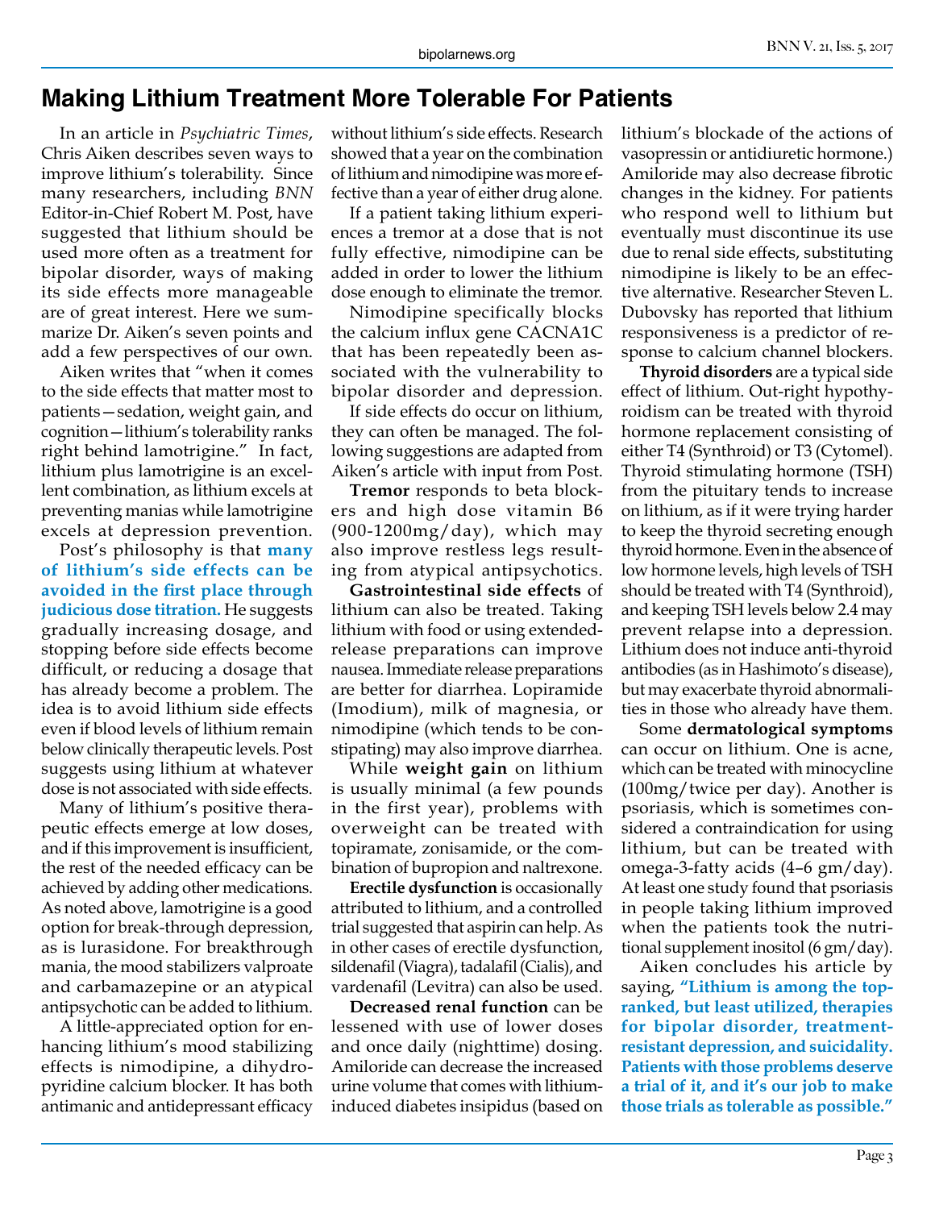# Making Lithium Treatment More Tolerable For Patients

In an article in *Psychiatric Times*, Chris Aiken describes seven ways to improve lithium's tolerability. Since many researchers, including *BNN* Editor-in-Chief Robert M. Post, have suggested that lithium should be used more often as a treatment for bipolar disorder, ways of making its side effects more manageable are of great interest. Here we summarize Dr. Aiken's seven points and add a few perspectives of our own.

Aiken writes that "when it comes to the side effects that matter most to patients—sedation, weight gain, and cognition—lithium's tolerability ranks right behind lamotrigine." In fact, lithium plus lamotrigine is an excellent combination, as lithium excels at preventing manias while lamotrigine excels at depression prevention.

Post's philosophy is that **many of lithium's side effects can be avoided in the first place through judicious dose titration.** He suggests gradually increasing dosage, and stopping before side effects become difficult, or reducing a dosage that has already become a problem. The idea is to avoid lithium side effects even if blood levels of lithium remain below clinically therapeutic levels. Post suggests using lithium at whatever dose is not associated with side effects.

Many of lithium's positive therapeutic effects emerge at low doses, and if this improvement is insufficient, the rest of the needed efficacy can be achieved by adding other medications. As noted above, lamotrigine is a good option for break-through depression, as is lurasidone. For breakthrough mania, the mood stabilizers valproate and carbamazepine or an atypical antipsychotic can be added to lithium.

A little-appreciated option for enhancing lithium's mood stabilizing effects is nimodipine, a dihydropyridine calcium blocker. It has both antimanic and antidepressant efficacy without lithium's side effects. Research showed that a year on the combination of lithium and nimodipine was more effective than a year of either drug alone.

If a patient taking lithium experiences a tremor at a dose that is not fully effective, nimodipine can be added in order to lower the lithium dose enough to eliminate the tremor.

Nimodipine specifically blocks the calcium influx gene CACNA1C that has been repeatedly been associated with the vulnerability to bipolar disorder and depression.

If side effects do occur on lithium, they can often be managed. The following suggestions are adapted from Aiken's article with input from Post.

**Tremor** responds to beta blockers and high dose vitamin B6 (900-1200mg/day), which may also improve restless legs resulting from atypical antipsychotics.

**Gastrointestinal side effects** of lithium can also be treated. Taking lithium with food or using extended-release preparations can improve nausea. Immediate release preparations are better for diarrhea. Lopiramide (Imodium), milk of magnesia, or nimodipine (which tends to be constipating) may also improve diarrhea.

While **weight gain** on lithium is usually minimal (a few pounds in the first year), problems with overweight can be treated with topiramate, zonisamide, or the combination of bupropion and naltrexone.

**Erectile dysfunction** is occasionally attributed to lithium, and a controlled trial suggested that aspirin can help. As in other cases of erectile dysfunction, sildenafil (Viagra), tadalafil (Cialis), and vardenafil (Levitra) can also be used.

**Decreased renal function** can be lessened with use of lower doses and once daily (nighttime) dosing. Amiloride can decrease the increased urine volume that comes with lithium-induced diabetes insipidus (based on lithium's blockade of the actions of vasopressin or antidiuretic hormone.) Amiloride may also decrease fibrotic changes in the kidney. For patients who respond well to lithium but eventually must discontinue its use due to renal side effects, substituting nimodipine is likely to be an effective alternative. Researcher Steven L. Dubovsky has reported that lithium responsiveness is a predictor of response to calcium channel blockers.

**Thyroid disorders** are a typical side effect of lithium. Out-right hypothyroidism can be treated with thyroid hormone replacement consisting of either T4 (Synthroid) or T3 (Cytomel). Thyroid stimulating hormone (TSH) from the pituitary tends to increase on lithium, as if it were trying harder to keep the thyroid secreting enough thyroid hormone. Even in the absence of low hormone levels, high levels of TSH should be treated with T4 (Synthroid), and keeping TSH levels below 2.4 may prevent relapse into a depression. Lithium does not induce anti-thyroid antibodies (as in Hashimoto's disease), but may exacerbate thyroid abnormalities in those who already have them.

Some **dermatological symptoms** can occur on lithium. One is acne, which can be treated with minocycline (100mg/twice per day). Another is psoriasis, which is sometimes considered a contraindication for using lithium, but can be treated with omega-3-fatty acids (4–6 gm/day). At least one study found that psoriasis in people taking lithium improved when the patients took the nutritional supplement inositol (6 gm/day).

Aiken concludes his article by saying, **"Lithium is among the top-ranked, but least utilized, therapies for bipolar disorder, treatment-resistant depression, and suicidality. Patients with those problems deserve a trial of it, and it's our job to make those trials as tolerable as possible."**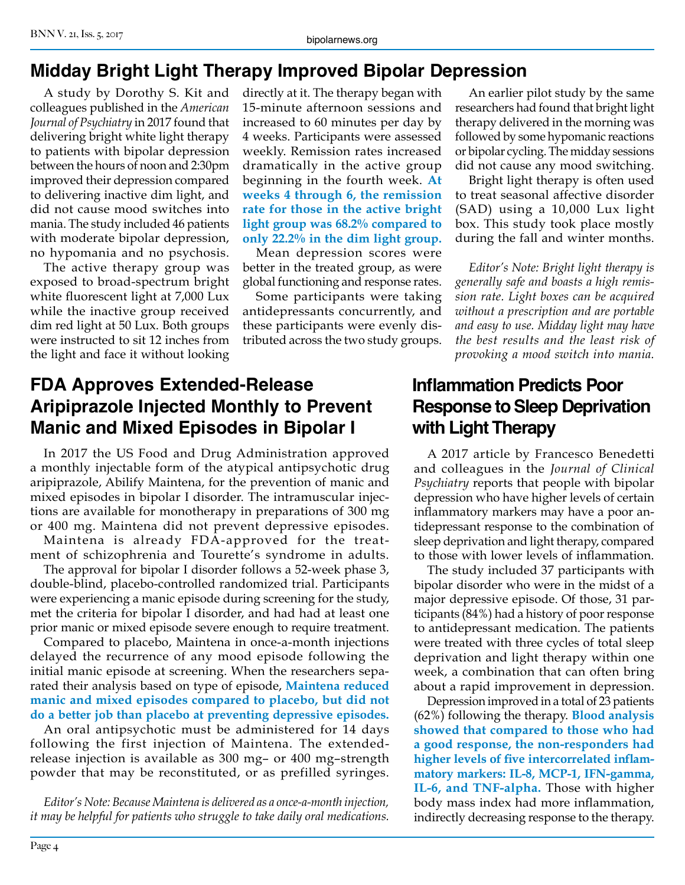## Midday Bright Light Therapy Improved Bipolar Depression

A study by Dorothy S. Kit and colleagues published in the *American Journal of Psychiatry* in 2017 found that delivering bright white light therapy to patients with bipolar depression between the hours of noon and 2:30pm improved their depression compared to delivering inactive dim light, and did not cause mood switches into mania. The study included 46 patients with moderate bipolar depression, no hypomania and no psychosis.

The active therapy group was exposed to broad-spectrum bright white fluorescent light at 7,000 Lux while the inactive group received dim red light at 50 Lux. Both groups were instructed to sit 12 inches from the light and face it without looking directly at it. The therapy began with 15-minute afternoon sessions and increased to 60 minutes per day by 4 weeks. Participants were assessed weekly. Remission rates increased dramatically in the active group beginning in the fourth week. **At weeks 4 through 6, the remission rate for those in the active bright light group was 68.2% compared to only 22.2% in the dim light group.**

Mean depression scores were better in the treated group, as were global functioning and response rates.

Some participants were taking antidepressants concurrently, and these participants were evenly distributed across the two study groups.

An earlier pilot study by the same researchers had found that bright light therapy delivered in the morning was followed by some hypomanic reactions or bipolar cycling. The midday sessions did not cause any mood switching.

Bright light therapy is often used to treat seasonal affective disorder (SAD) using a 10,000 Lux light box. This study took place mostly during the fall and winter months.

*Editor's Note: Bright light therapy is generally safe and boasts a high remission rate. Light boxes can be acquired without a prescription and are portable and easy to use. Midday light may have the best results and the least risk of provoking a mood switch into mania.*

## FDA Approves Extended-Release Aripiprazole Injected Monthly to Prevent Manic and Mixed Episodes in Bipolar I

In 2017 the US Food and Drug Administration approved a monthly injectable form of the atypical antipsychotic drug aripiprazole, Abilify Maintena, for the prevention of manic and mixed episodes in bipolar I disorder. The intramuscular injections are available for monotherapy in preparations of 300 mg or 400 mg. Maintena did not prevent depressive episodes.

Maintena is already FDA-approved for the treatment of schizophrenia and Tourette's syndrome in adults.

The approval for bipolar I disorder follows a 52-week phase 3, double-blind, placebo-controlled randomized trial. Participants were experiencing a manic episode during screening for the study, met the criteria for bipolar I disorder, and had had at least one prior manic or mixed episode severe enough to require treatment.

Compared to placebo, Maintena in once-a-month injections delayed the recurrence of any mood episode following the initial manic episode at screening. When the researchers separated their analysis based on type of episode, **Maintena reduced manic and mixed episodes compared to placebo, but did not do a better job than placebo at preventing depressive episodes.**

An oral antipsychotic must be administered for 14 days following the first injection of Maintena. The extended-release injection is available as 300 mg– or 400 mg–strength powder that may be reconstituted, or as prefilled syringes.

*Editor's Note: Because Maintena is delivered as a once-a-month injection, it may be helpful for patients who struggle to take daily oral medications.*

## Inflammation Predicts Poor Response to Sleep Deprivation with Light Therapy

A 2017 article by Francesco Benedetti and colleagues in the *Journal of Clinical Psychiatry* reports that people with bipolar depression who have higher levels of certain inflammatory markers may have a poor antidepressant response to the combination of sleep deprivation and light therapy, compared to those with lower levels of inflammation.

The study included 37 participants with bipolar disorder who were in the midst of a major depressive episode. Of those, 31 participants (84%) had a history of poor response to antidepressant medication. The patients were treated with three cycles of total sleep deprivation and light therapy within one week, a combination that can often bring about a rapid improvement in depression.

Depression improved in a total of 23 patients (62%) following the therapy. **Blood analysis showed that compared to those who had a good response, the non-responders had higher levels of five intercorrelated inflammatory markers: IL-8, MCP-1, IFN-gamma, IL-6, and TNF-alpha.** Those with higher body mass index had more inflammation, indirectly decreasing response to the therapy.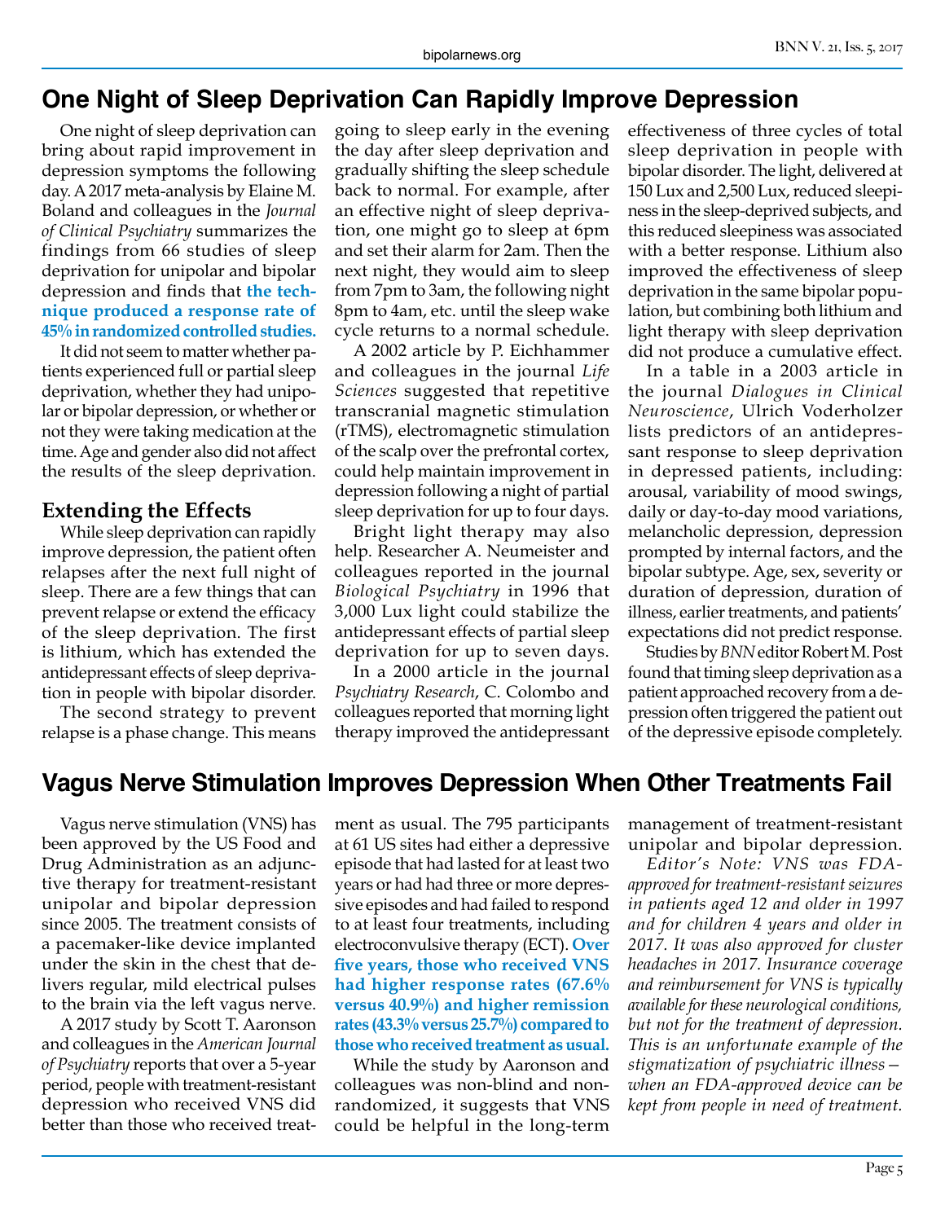## One Night of Sleep Deprivation Can Rapidly Improve Depression

One night of sleep deprivation can bring about rapid improvement in depression symptoms the following day. A 2017 meta-analysis by Elaine M. Boland and colleagues in the *Journal of Clinical Psychiatry* summarizes the findings from 66 studies of sleep deprivation for unipolar and bipolar depression and finds that **the technique produced a response rate of 45% in randomized controlled studies.**

It did not seem to matter whether patients experienced full or partial sleep deprivation, whether they had unipolar or bipolar depression, or whether or not they were taking medication at the time. Age and gender also did not affect the results of the sleep deprivation.

### Extending the Effects

While sleep deprivation can rapidly improve depression, the patient often relapses after the next full night of sleep. There are a few things that can prevent relapse or extend the efficacy of the sleep deprivation. The first is lithium, which has extended the antidepressant effects of sleep deprivation in people with bipolar disorder.

The second strategy to prevent relapse is a phase change. This means going to sleep early in the evening the day after sleep deprivation and gradually shifting the sleep schedule back to normal. For example, after an effective night of sleep deprivation, one might go to sleep at 6pm and set their alarm for 2am. Then the next night, they would aim to sleep from 7pm to 3am, the following night 8pm to 4am, etc. until the sleep wake cycle returns to a normal schedule.

A 2002 article by P. Eichhammer and colleagues in the journal *Life Sciences* suggested that repetitive transcranial magnetic stimulation (rTMS), electromagnetic stimulation of the scalp over the prefrontal cortex, could help maintain improvement in depression following a night of partial sleep deprivation for up to four days.

Bright light therapy may also help. Researcher A. Neumeister and colleagues reported in the journal *Biological Psychiatry* in 1996 that 3,000 Lux light could stabilize the antidepressant effects of partial sleep deprivation for up to seven days.

In a 2000 article in the journal *Psychiatry Research*, C. Colombo and colleagues reported that morning light therapy improved the antidepressant effectiveness of three cycles of total sleep deprivation in people with bipolar disorder. The light, delivered at 150 Lux and 2,500 Lux, reduced sleepiness in the sleep-deprived subjects, and this reduced sleepiness was associated with a better response. Lithium also improved the effectiveness of sleep deprivation in the same bipolar population, but combining both lithium and light therapy with sleep deprivation did not produce a cumulative effect.

In a table in a 2003 article in the journal *Dialogues in Clinical Neuroscience*, Ulrich Voderholzer lists predictors of an antidepressant response to sleep deprivation in depressed patients, including: arousal, variability of mood swings, daily or day-to-day mood variations, melancholic depression, depression prompted by internal factors, and the bipolar subtype. Age, sex, severity or duration of depression, duration of illness, earlier treatments, and patients' expectations did not predict response.

Studies by *BNN* editor Robert M. Post found that timing sleep deprivation as a patient approached recovery from a depression often triggered the patient out of the depressive episode completely.

## Vagus Nerve Stimulation Improves Depression When Other Treatments Fail

Vagus nerve stimulation (VNS) has been approved by the US Food and Drug Administration as an adjunctive therapy for treatment-resistant unipolar and bipolar depression since 2005. The treatment consists of a pacemaker-like device implanted under the skin in the chest that delivers regular, mild electrical pulses to the brain via the left vagus nerve.

A 2017 study by Scott T. Aaronson and colleagues in the *American Journal of Psychiatry* reports that over a 5-year period, people with treatment-resistant depression who received VNS did better than those who received treatment as usual. The 795 participants at 61 US sites had either a depressive episode that had lasted for at least two years or had had three or more depressive episodes and had failed to respond to at least four treatments, including electroconvulsive therapy (ECT). **Over five years, those who received VNS had higher response rates (67.6% versus 40.9%) and higher remission rates (43.3% versus 25.7%) compared to those who received treatment as usual.**

While the study by Aaronson and colleagues was non-blind and non-randomized, it suggests that VNS could be helpful in the long-term management of treatment-resistant unipolar and bipolar depression.

*Editor's Note: VNS was FDA-approved for treatment-resistant seizures in patients aged 12 and older in 1997 and for children 4 years and older in 2017. It was also approved for cluster headaches in 2017. Insurance coverage and reimbursement for VNS is typically available for these neurological conditions, but not for the treatment of depression. This is an unfortunate example of the stigmatization of psychiatric illness—when an FDA-approved device can be kept from people in need of treatment.*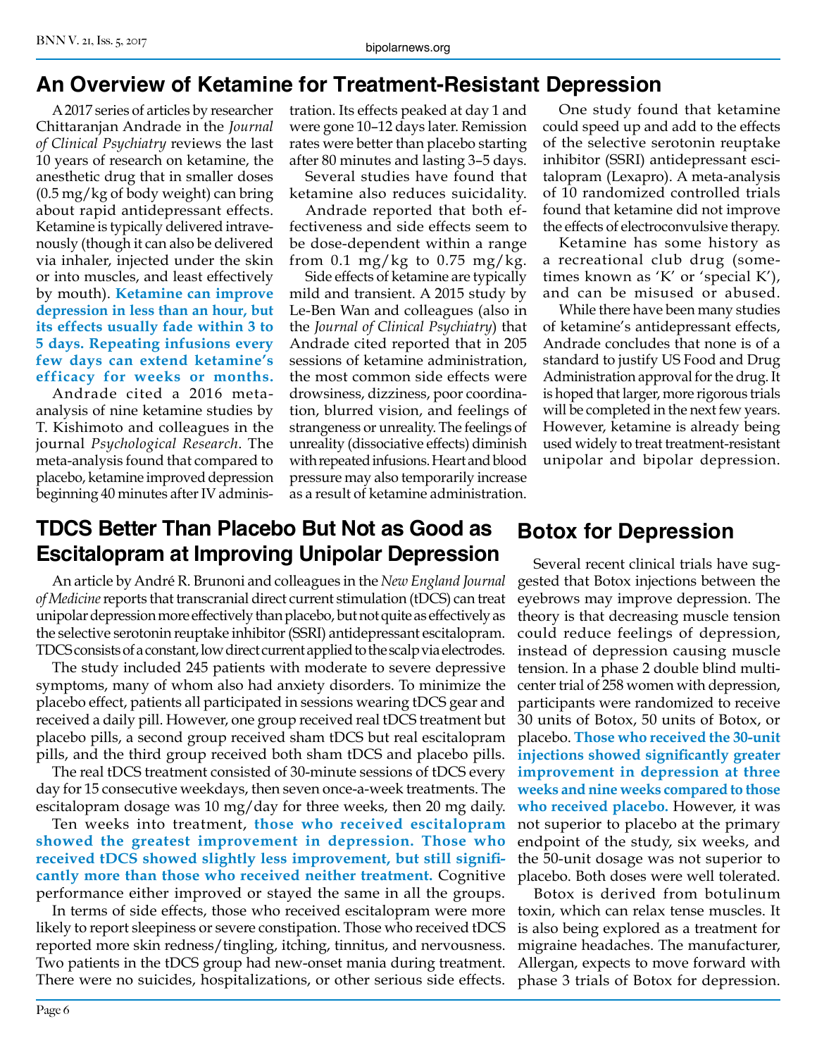## An Overview of Ketamine for Treatment-Resistant Depression

A 2017 series of articles by researcher Chittaranjan Andrade in the *Journal of Clinical Psychiatry* reviews the last 10 years of research on ketamine, the anesthetic drug that in smaller doses (0.5 mg/kg of body weight) can bring about rapid antidepressant effects. Ketamine is typically delivered intravenously (though it can also be delivered via inhaler, injected under the skin or into muscles, and least effectively by mouth). **Ketamine can improve depression in less than an hour, but its effects usually fade within 3 to 5 days. Repeating infusions every few days can extend ketamine's efficacy for weeks or months.**

Andrade cited a 2016 meta-analysis of nine ketamine studies by T. Kishimoto and colleagues in the journal *Psychological Research*. The meta-analysis found that compared to placebo, ketamine improved depression beginning 40 minutes after IV administration. Its effects peaked at day 1 and were gone 10–12 days later. Remission rates were better than placebo starting after 80 minutes and lasting 3–5 days.

Several studies have found that ketamine also reduces suicidality.

Andrade reported that both effectiveness and side effects seem to be dose-dependent within a range from 0.1 mg/kg to 0.75 mg/kg.

Side effects of ketamine are typically mild and transient. A 2015 study by Le-Ben Wan and colleagues (also in the *Journal of Clinical Psychiatry*) that Andrade cited reported that in 205 sessions of ketamine administration, the most common side effects were drowsiness, dizziness, poor coordination, blurred vision, and feelings of strangeness or unreality. The feelings of unreality (dissociative effects) diminish with repeated infusions. Heart and blood pressure may also temporarily increase as a result of ketamine administration.

One study found that ketamine could speed up and add to the effects of the selective serotonin reuptake inhibitor (SSRI) antidepressant escitalopram (Lexapro). A meta-analysis of 10 randomized controlled trials found that ketamine did not improve the effects of electroconvulsive therapy.

Ketamine has some history as a recreational club drug (sometimes known as 'K' or 'special K'), and can be misused or abused.

While there have been many studies of ketamine's antidepressant effects, Andrade concludes that none is of a standard to justify US Food and Drug Administration approval for the drug. It is hoped that larger, more rigorous trials will be completed in the next few years. However, ketamine is already being used widely to treat treatment-resistant unipolar and bipolar depression.

## TDCS Better Than Placebo But Not as Good as Escitalopram at Improving Unipolar Depression

An article by André R. Brunoni and colleagues in the *New England Journal of Medicine* reports that transcranial direct current stimulation (tDCS) can treat unipolar depression more effectively than placebo, but not quite as effectively as the selective serotonin reuptake inhibitor (SSRI) antidepressant escitalopram. TDCS consists of a constant, low direct current applied to the scalp via electrodes.

The study included 245 patients with moderate to severe depressive symptoms, many of whom also had anxiety disorders. To minimize the placebo effect, patients all participated in sessions wearing tDCS gear and received a daily pill. However, one group received real tDCS treatment but placebo pills, a second group received sham tDCS but real escitalopram pills, and the third group received both sham tDCS and placebo pills.

The real tDCS treatment consisted of 30-minute sessions of tDCS every day for 15 consecutive weekdays, then seven once-a-week treatments. The escitalopram dosage was 10 mg/day for three weeks, then 20 mg daily.

Ten weeks into treatment, **those who received escitalopram showed the greatest improvement in depression. Those who received tDCS showed slightly less improvement, but still significantly more than those who received neither treatment.** Cognitive performance either improved or stayed the same in all the groups.

In terms of side effects, those who received escitalopram were more likely to report sleepiness or severe constipation. Those who received tDCS reported more skin redness/tingling, itching, tinnitus, and nervousness. Two patients in the tDCS group had new-onset mania during treatment. There were no suicides, hospitalizations, or other serious side effects.

## Botox for Depression

Several recent clinical trials have suggested that Botox injections between the eyebrows may improve depression. The theory is that decreasing muscle tension could reduce feelings of depression, instead of depression causing muscle tension. In a phase 2 double blind multicenter trial of 258 women with depression, participants were randomized to receive 30 units of Botox, 50 units of Botox, or placebo. **Those who received the 30-unit injections showed significantly greater improvement in depression at three weeks and nine weeks compared to those who received placebo.** However, it was not superior to placebo at the primary endpoint of the study, six weeks, and the 50-unit dosage was not superior to placebo. Both doses were well tolerated.

Botox is derived from botulinum toxin, which can relax tense muscles. It is also being explored as a treatment for migraine headaches. The manufacturer, Allergan, expects to move forward with phase 3 trials of Botox for depression.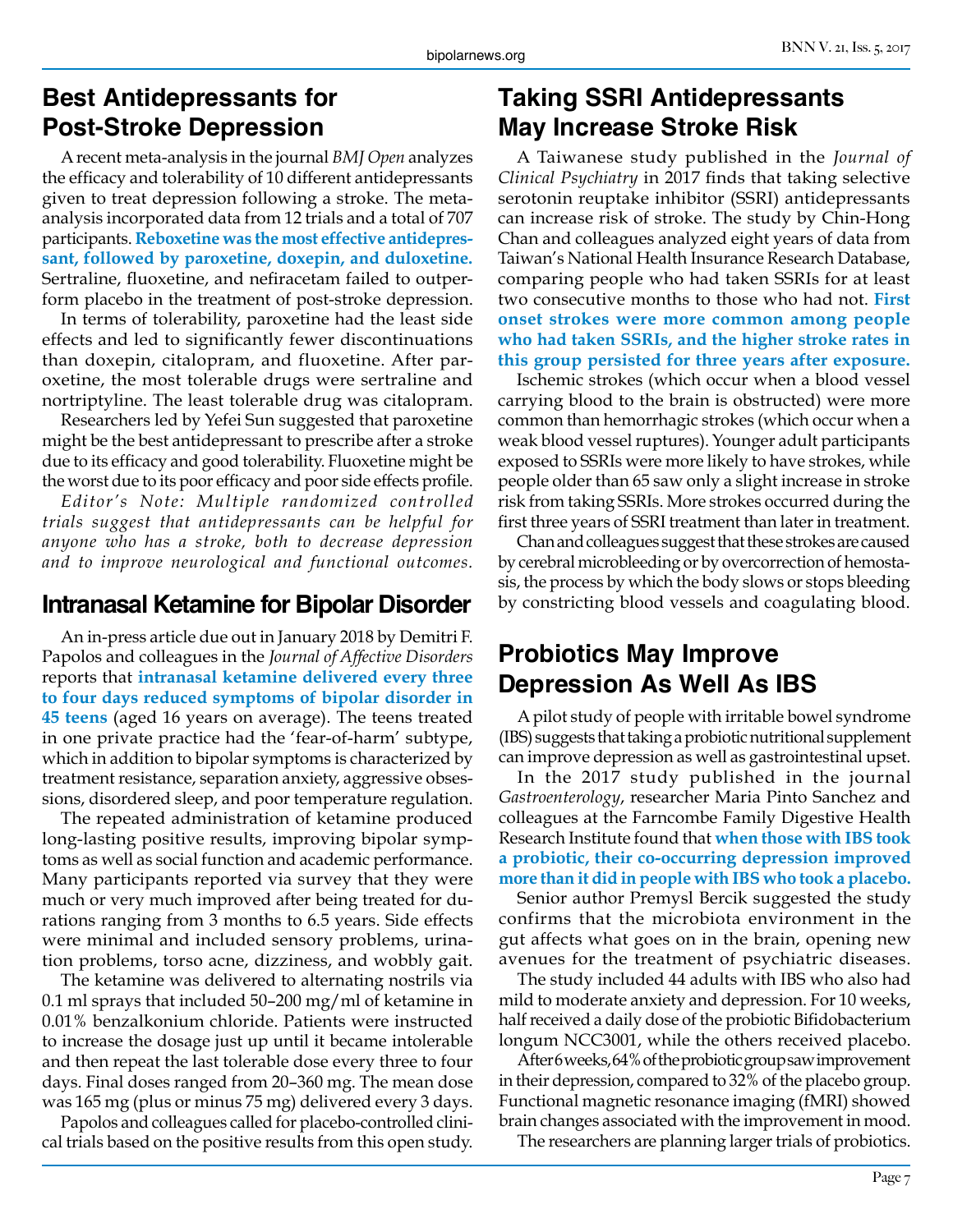## Best Antidepressants for Post-Stroke Depression

A recent meta-analysis in the journal *BMJ Open* analyzes the efficacy and tolerability of 10 different antidepressants given to treat depression following a stroke. The meta-analysis incorporated data from 12 trials and a total of 707 participants. **Reboxetine was the most effective antidepressant, followed by paroxetine, doxepin, and duloxetine.** Sertraline, fluoxetine, and nefiracetam failed to outperform placebo in the treatment of post-stroke depression.

In terms of tolerability, paroxetine had the least side effects and led to significantly fewer discontinuations than doxepin, citalopram, and fluoxetine. After paroxetine, the most tolerable drugs were sertraline and nortriptyline. The least tolerable drug was citalopram.

Researchers led by Yefei Sun suggested that paroxetine might be the best antidepressant to prescribe after a stroke due to its efficacy and good tolerability. Fluoxetine might be the worst due to its poor efficacy and poor side effects profile.

*Editor's Note: Multiple randomized controlled trials suggest that antidepressants can be helpful for anyone who has a stroke, both to decrease depression and to improve neurological and functional outcomes.*

## Intranasal Ketamine for Bipolar Disorder

An in-press article due out in January 2018 by Demitri F. Papolos and colleagues in the *Journal of Affective Disorders* reports that **intranasal ketamine delivered every three to four days reduced symptoms of bipolar disorder in 45 teens** (aged 16 years on average). The teens treated in one private practice had the 'fear-of-harm' subtype, which in addition to bipolar symptoms is characterized by treatment resistance, separation anxiety, aggressive obsessions, disordered sleep, and poor temperature regulation.

The repeated administration of ketamine produced long-lasting positive results, improving bipolar symptoms as well as social function and academic performance. Many participants reported via survey that they were much or very much improved after being treated for durations ranging from 3 months to 6.5 years. Side effects were minimal and included sensory problems, urination problems, torso acne, dizziness, and wobbly gait.

The ketamine was delivered to alternating nostrils via 0.1 ml sprays that included 50–200 mg/ml of ketamine in 0.01% benzalkonium chloride. Patients were instructed to increase the dosage just up until it became intolerable and then repeat the last tolerable dose every three to four days. Final doses ranged from 20–360 mg. The mean dose was 165 mg (plus or minus 75 mg) delivered every 3 days.

Papolos and colleagues called for placebo-controlled clinical trials based on the positive results from this open study.

## Taking SSRI Antidepressants May Increase Stroke Risk

A Taiwanese study published in the *Journal of Clinical Psychiatry* in 2017 finds that taking selective serotonin reuptake inhibitor (SSRI) antidepressants can increase risk of stroke. The study by Chin-Hong Chan and colleagues analyzed eight years of data from Taiwan's National Health Insurance Research Database, comparing people who had taken SSRIs for at least two consecutive months to those who had not. **First onset strokes were more common among people who had taken SSRIs, and the higher stroke rates in this group persisted for three years after exposure.**

Ischemic strokes (which occur when a blood vessel carrying blood to the brain is obstructed) were more common than hemorrhagic strokes (which occur when a weak blood vessel ruptures). Younger adult participants exposed to SSRIs were more likely to have strokes, while people older than 65 saw only a slight increase in stroke risk from taking SSRIs. More strokes occurred during the first three years of SSRI treatment than later in treatment.

Chan and colleagues suggest that these strokes are caused by cerebral microbleeding or by overcorrection of hemostasis, the process by which the body slows or stops bleeding by constricting blood vessels and coagulating blood.

## Probiotics May Improve Depression As Well As IBS

A pilot study of people with irritable bowel syndrome (IBS) suggests that taking a probiotic nutritional supplement can improve depression as well as gastrointestinal upset.

In the 2017 study published in the journal *Gastroenterology*, researcher Maria Pinto Sanchez and colleagues at the Farncombe Family Digestive Health Research Institute found that **when those with IBS took a probiotic, their co-occurring depression improved more than it did in people with IBS who took a placebo.**

Senior author Premysl Bercik suggested the study confirms that the microbiota environment in the gut affects what goes on in the brain, opening new avenues for the treatment of psychiatric diseases.

The study included 44 adults with IBS who also had mild to moderate anxiety and depression. For 10 weeks, half received a daily dose of the probiotic Bifidobacterium longum NCC3001, while the others received placebo.

After 6 weeks, 64% of the probiotic group saw improvement in their depression, compared to 32% of the placebo group. Functional magnetic resonance imaging (fMRI) showed brain changes associated with the improvement in mood.

The researchers are planning larger trials of probiotics.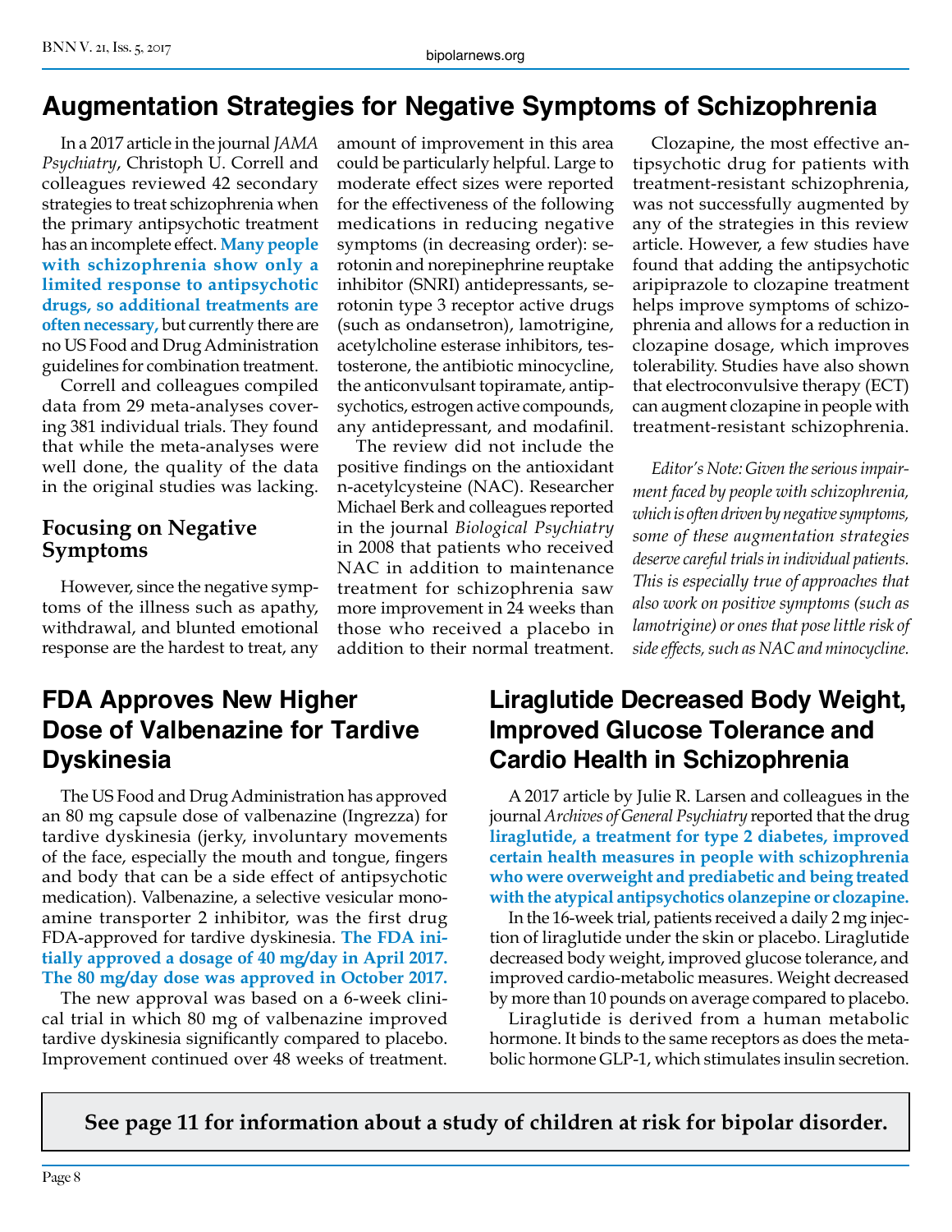## Augmentation Strategies for Negative Symptoms of Schizophrenia

In a 2017 article in the journal *JAMA Psychiatry*, Christoph U. Correll and colleagues reviewed 42 secondary strategies to treat schizophrenia when the primary antipsychotic treatment has an incomplete effect. **Many people with schizophrenia show only a limited response to antipsychotic drugs, so additional treatments are often necessary,** but currently there are no US Food and Drug Administration guidelines for combination treatment.

Correll and colleagues compiled data from 29 meta-analyses covering 381 individual trials. They found that while the meta-analyses were well done, the quality of the data in the original studies was lacking.

### Focusing on Negative Symptoms

However, since the negative symptoms of the illness such as apathy, withdrawal, and blunted emotional response are the hardest to treat, any amount of improvement in this area could be particularly helpful. Large to moderate effect sizes were reported for the effectiveness of the following medications in reducing negative symptoms (in decreasing order): serotonin and norepinephrine reuptake inhibitor (SNRI) antidepressants, serotonin type 3 receptor active drugs (such as ondansetron), lamotrigine, acetylcholine esterase inhibitors, testosterone, the antibiotic minocycline, the anticonvulsant topiramate, antipsychotics, estrogen active compounds, any antidepressant, and modafinil.

The review did not include the positive findings on the antioxidant n-acetylcysteine (NAC). Researcher Michael Berk and colleagues reported in the journal *Biological Psychiatry* in 2008 that patients who received NAC in addition to maintenance treatment for schizophrenia saw more improvement in 24 weeks than those who received a placebo in addition to their normal treatment.

Clozapine, the most effective antipsychotic drug for patients with treatment-resistant schizophrenia, was not successfully augmented by any of the strategies in this review article. However, a few studies have found that adding the antipsychotic aripiprazole to clozapine treatment helps improve symptoms of schizophrenia and allows for a reduction in clozapine dosage, which improves tolerability. Studies have also shown that electroconvulsive therapy (ECT) can augment clozapine in people with treatment-resistant schizophrenia.

*Editor's Note: Given the serious impairment faced by people with schizophrenia, which is often driven by negative symptoms, some of these augmentation strategies deserve careful trials in individual patients. This is especially true of approaches that also work on positive symptoms (such as lamotrigine) or ones that pose little risk of side effects, such as NAC and minocycline.*

## FDA Approves New Higher Dose of Valbenazine for Tardive Dyskinesia

The US Food and Drug Administration has approved an 80 mg capsule dose of valbenazine (Ingrezza) for tardive dyskinesia (jerky, involuntary movements of the face, especially the mouth and tongue, fingers and body that can be a side effect of antipsychotic medication). Valbenazine, a selective vesicular monoamine transporter 2 inhibitor, was the first drug FDA-approved for tardive dyskinesia. **The FDA initially approved a dosage of 40 mg/day in April 2017. The 80 mg/day dose was approved in October 2017.**

The new approval was based on a 6-week clinical trial in which 80 mg of valbenazine improved tardive dyskinesia significantly compared to placebo. Improvement continued over 48 weeks of treatment.

## Liraglutide Decreased Body Weight, Improved Glucose Tolerance and Cardio Health in Schizophrenia

A 2017 article by Julie R. Larsen and colleagues in the journal *Archives of General Psychiatry* reported that the drug **liraglutide, a treatment for type 2 diabetes, improved certain health measures in people with schizophrenia who were overweight and prediabetic and being treated with the atypical antipsychotics olanzepine or clozapine.**

In the 16-week trial, patients received a daily 2 mg injection of liraglutide under the skin or placebo. Liraglutide decreased body weight, improved glucose tolerance, and improved cardio-metabolic measures. Weight decreased by more than 10 pounds on average compared to placebo.

Liraglutide is derived from a human metabolic hormone. It binds to the same receptors as does the metabolic hormone GLP-1, which stimulates insulin secretion.

**See page 11 for information about a study of children at risk for bipolar disorder.**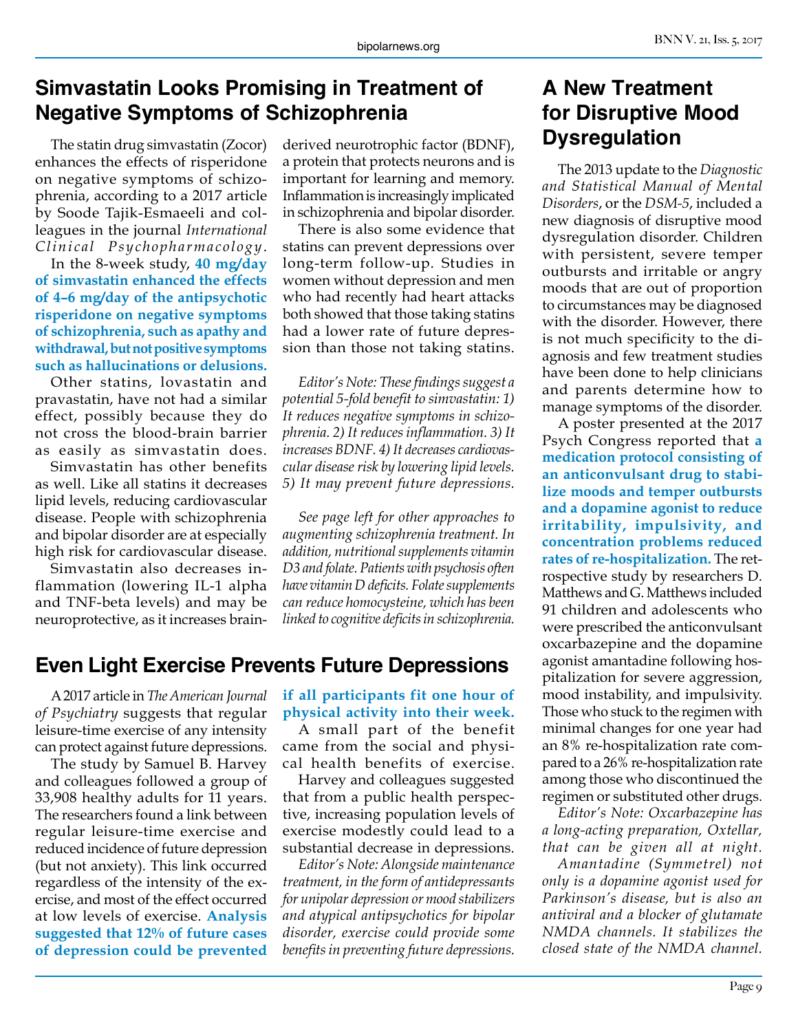## Simvastatin Looks Promising in Treatment of Negative Symptoms of Schizophrenia

The statin drug simvastatin (Zocor) enhances the effects of risperidone on negative symptoms of schizophrenia, according to a 2017 article by Soode Tajik-Esmaeeli and colleagues in the journal *International Clinical Psychopharmacology*.

In the 8-week study, **40 mg/day of simvastatin enhanced the effects of 4–6 mg/day of the antipsychotic risperidone on negative symptoms of schizophrenia, such as apathy and withdrawal, but not positive symptoms such as hallucinations or delusions.**

Other statins, lovastatin and pravastatin, have not had a similar effect, possibly because they do not cross the blood-brain barrier as easily as simvastatin does.

Simvastatin has other benefits as well. Like all statins it decreases lipid levels, reducing cardiovascular disease. People with schizophrenia and bipolar disorder are at especially high risk for cardiovascular disease.

Simvastatin also decreases inflammation (lowering IL-1 alpha and TNF-beta levels) and may be neuroprotective, as it increases brain-derived neurotrophic factor (BDNF), a protein that protects neurons and is important for learning and memory. Inflammation is increasingly implicated in schizophrenia and bipolar disorder.

There is also some evidence that statins can prevent depressions over long-term follow-up. Studies in women without depression and men who had recently had heart attacks both showed that those taking statins had a lower rate of future depression than those not taking statins.

*Editor's Note: These findings suggest a potential 5-fold benefit to simvastatin: 1) It reduces negative symptoms in schizophrenia. 2) It reduces inflammation. 3) It increases BDNF. 4) It decreases cardiovascular disease risk by lowering lipid levels. 5) It may prevent future depressions.*

*See page left for other approaches to augmenting schizophrenia treatment. In addition, nutritional supplements vitamin D3 and folate. Patients with psychosis often have vitamin D deficits. Folate supplements can reduce homocysteine, which has been linked to cognitive deficits in schizophrenia.*

## Even Light Exercise Prevents Future Depressions

A 2017 article in *The American Journal of Psychiatry* suggests that regular leisure-time exercise of any intensity can protect against future depressions.

The study by Samuel B. Harvey and colleagues followed a group of 33,908 healthy adults for 11 years. The researchers found a link between regular leisure-time exercise and reduced incidence of future depression (but not anxiety). This link occurred regardless of the intensity of the exercise, and most of the effect occurred at low levels of exercise. **Analysis suggested that 12% of future cases of depression could be prevented if all participants fit one hour of physical activity into their week.**

A small part of the benefit came from the social and physical health benefits of exercise.

Harvey and colleagues suggested that from a public health perspective, increasing population levels of exercise modestly could lead to a substantial decrease in depressions.

*Editor's Note: Alongside maintenance treatment, in the form of antidepressants for unipolar depression or mood stabilizers and atypical antipsychotics for bipolar disorder, exercise could provide some benefits in preventing future depressions.*

## A New Treatment for Disruptive Mood Dysregulation

The 2013 update to the *Diagnostic and Statistical Manual of Mental Disorders*, or the *DSM-5*, included a new diagnosis of disruptive mood dysregulation disorder. Children with persistent, severe temper outbursts and irritable or angry moods that are out of proportion to circumstances may be diagnosed with the disorder. However, there is not much specificity to the diagnosis and few treatment studies have been done to help clinicians and parents determine how to manage symptoms of the disorder.

A poster presented at the 2017 Psych Congress reported that **a medication protocol consisting of an anticonvulsant drug to stabilize moods and temper outbursts and a dopamine agonist to reduce irritability, impulsivity, and concentration problems reduced rates of re-hospitalization.** The retrospective study by researchers D. Matthews and G. Matthews included 91 children and adolescents who were prescribed the anticonvulsant oxcarbazepine and the dopamine agonist amantadine following hospitalization for severe aggression, mood instability, and impulsivity. Those who stuck to the regimen with minimal changes for one year had an 8% re-hospitalization rate compared to a 26% re-hospitalization rate among those who discontinued the regimen or substituted other drugs.

*Editor's Note: Oxcarbazepine has a long-acting preparation, Oxtellar, that can be given all at night.*

*Amantadine (Symmetrel) not only is a dopamine agonist used for Parkinson's disease, but is also an antiviral and a blocker of glutamate NMDA channels. It stabilizes the closed state of the NMDA channel.*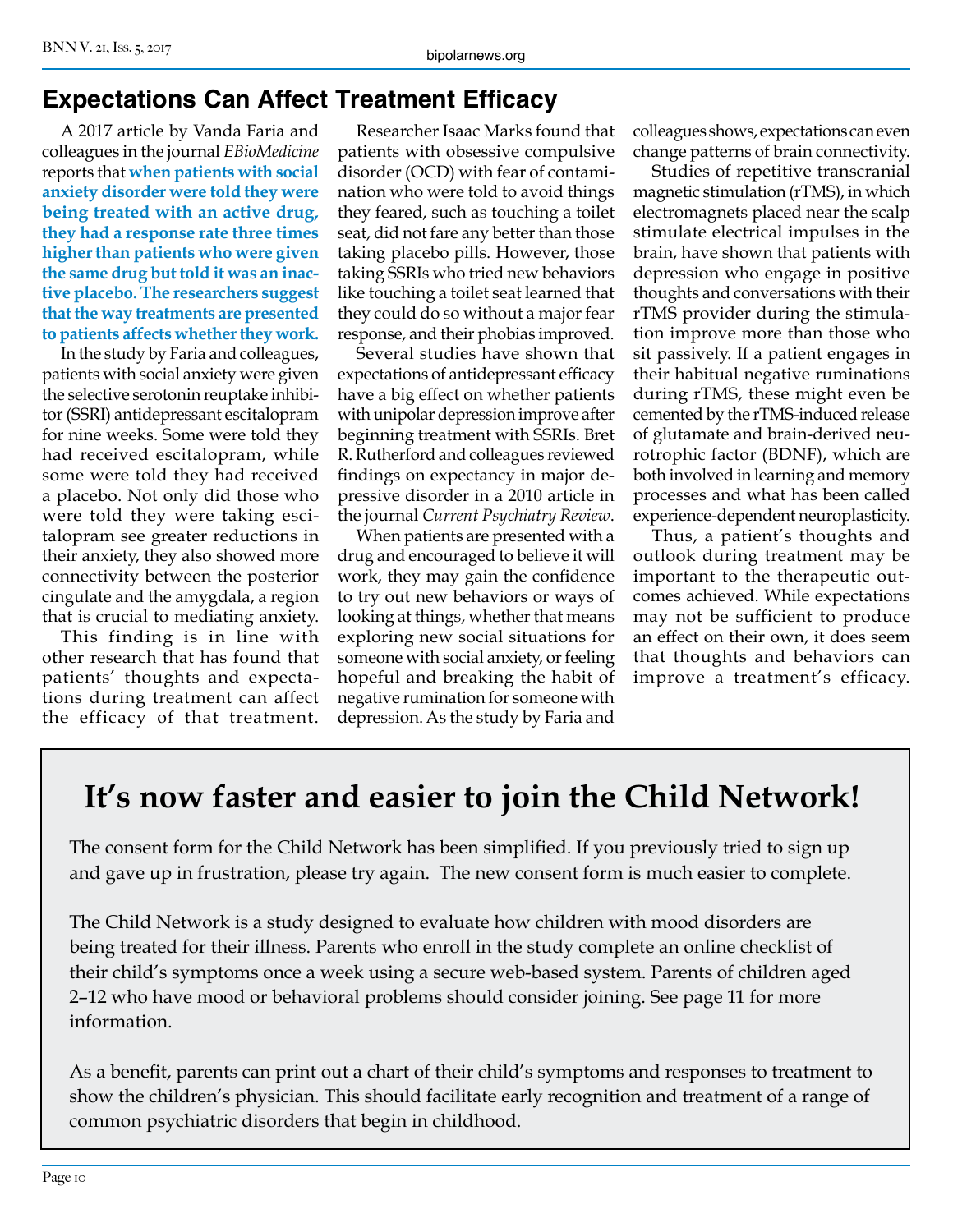## Expectations Can Affect Treatment Efficacy

A 2017 article by Vanda Faria and colleagues in the journal *EBioMedicine* reports that **when patients with social anxiety disorder were told they were being treated with an active drug, they had a response rate three times higher than patients who were given the same drug but told it was an inactive placebo. The researchers suggest that the way treatments are presented to patients affects whether they work.**

In the study by Faria and colleagues, patients with social anxiety were given the selective serotonin reuptake inhibitor (SSRI) antidepressant escitalopram for nine weeks. Some were told they had received escitalopram, while some were told they had received a placebo. Not only did those who were told they were taking escitalopram see greater reductions in their anxiety, they also showed more connectivity between the posterior cingulate and the amygdala, a region that is crucial to mediating anxiety.

This finding is in line with other research that has found that patients' thoughts and expectations during treatment can affect the efficacy of that treatment.

Researcher Isaac Marks found that patients with obsessive compulsive disorder (OCD) with fear of contamination who were told to avoid things they feared, such as touching a toilet seat, did not fare any better than those taking placebo pills. However, those taking SSRIs who tried new behaviors like touching a toilet seat learned that they could do so without a major fear response, and their phobias improved.

Several studies have shown that expectations of antidepressant efficacy have a big effect on whether patients with unipolar depression improve after beginning treatment with SSRIs. Bret R. Rutherford and colleagues reviewed findings on expectancy in major depressive disorder in a 2010 article in the journal *Current Psychiatry Review*.

When patients are presented with a drug and encouraged to believe it will work, they may gain the confidence to try out new behaviors or ways of looking at things, whether that means exploring new social situations for someone with social anxiety, or feeling hopeful and breaking the habit of negative rumination for someone with depression. As the study by Faria and colleagues shows, expectations can even change patterns of brain connectivity.

Studies of repetitive transcranial magnetic stimulation (rTMS), in which electromagnets placed near the scalp stimulate electrical impulses in the brain, have shown that patients with depression who engage in positive thoughts and conversations with their rTMS provider during the stimulation improve more than those who sit passively. If a patient engages in their habitual negative ruminations during rTMS, these might even be cemented by the rTMS-induced release of glutamate and brain-derived neurotrophic factor (BDNF), which are both involved in learning and memory processes and what has been called experience-dependent neuroplasticity.

Thus, a patient's thoughts and outlook during treatment may be important to the therapeutic outcomes achieved. While expectations may not be sufficient to produce an effect on their own, it does seem that thoughts and behaviors can improve a treatment's efficacy.

## It's now faster and easier to join the Child Network!

The consent form for the Child Network has been simplified. If you previously tried to sign up and gave up in frustration, please try again. The new consent form is much easier to complete.

The Child Network is a study designed to evaluate how children with mood disorders are being treated for their illness. Parents who enroll in the study complete an online checklist of their child's symptoms once a week using a secure web-based system. Parents of children aged 2–12 who have mood or behavioral problems should consider joining. See page 11 for more information.

As a benefit, parents can print out a chart of their child's symptoms and responses to treatment to show the children's physician. This should facilitate early recognition and treatment of a range of common psychiatric disorders that begin in childhood.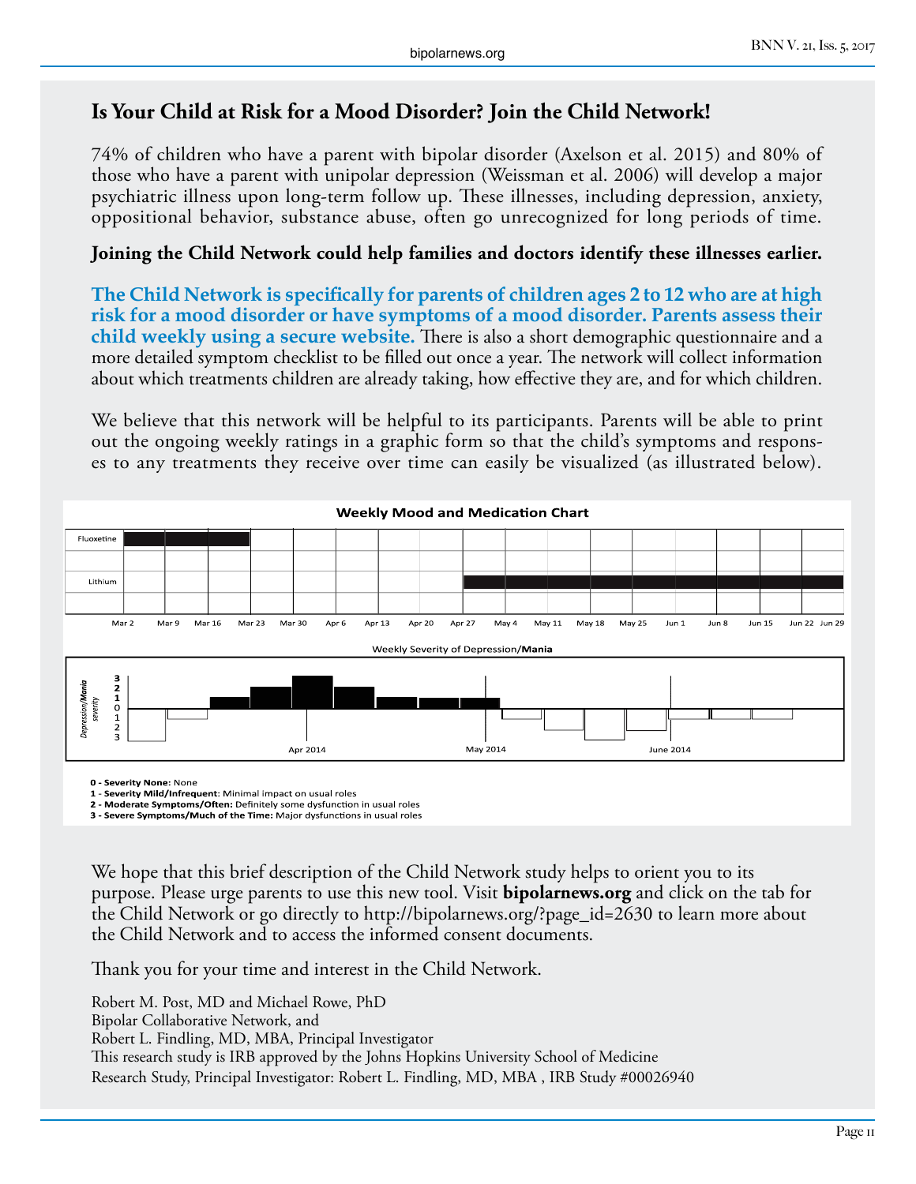## Is Your Child at Risk for a Mood Disorder? Join the Child Network!

74% of children who have a parent with bipolar disorder (Axelson et al. 2015) and 80% of those who have a parent with unipolar depression (Weissman et al. 2006) will develop a major psychiatric illness upon long-term follow up. These illnesses, including depression, anxiety, oppositional behavior, substance abuse, often go unrecognized for long periods of time.

**Joining the Child Network could help families and doctors identify these illnesses earlier.**

**The Child Network is specifically for parents of children ages 2 to 12 who are at high risk for a mood disorder or have symptoms of a mood disorder. Parents assess their child weekly using a secure website.** There is also a short demographic questionnaire and a more detailed symptom checklist to be filled out once a year. The network will collect information about which treatments children are already taking, how effective they are, and for which children.

We believe that this network will be helpful to its participants. Parents will be able to print out the ongoing weekly ratings in a graphic form so that the child's symptoms and responses to any treatments they receive over time can easily be visualized (as illustrated below).

**Weekly Mood and Medication Chart**

Fluoxetine · Lithium

Mar 2 · Mar 9 · Mar 16 · Mar 23 · Mar 30 · Apr 6 · Apr 13 · Apr 20 · Apr 27 · May 4 · May 11 · May 18 · May 25 · Jun 1 · Jun 8 · Jun 15 · Jun 22 · Jun 29

Weekly Severity of Depression/**Mania**

*Depression/**Mania** severity*: 3, 2, 1, 0, 1, 2, 3

Apr 2014 · May 2014 · June 2014

**0 - Severity None:** None
**1 - Severity Mild/Infrequent**: Minimal impact on usual roles
**2 - Moderate Symptoms/Often:** Definitely some dysfunction in usual roles
**3 - Severe Symptoms/Much of the Time:** Major dysfunctions in usual roles

We hope that this brief description of the Child Network study helps to orient you to its purpose. Please urge parents to use this new tool. Visit **bipolarnews.org** and click on the tab for the Child Network or go directly to http://bipolarnews.org/?page_id=2630 to learn more about the Child Network and to access the informed consent documents.

Thank you for your time and interest in the Child Network.

Robert M. Post, MD and Michael Rowe, PhD
Bipolar Collaborative Network, and
Robert L. Findling, MD, MBA, Principal Investigator
This research study is IRB approved by the Johns Hopkins University School of Medicine
Research Study, Principal Investigator: Robert L. Findling, MD, MBA , IRB Study #00026940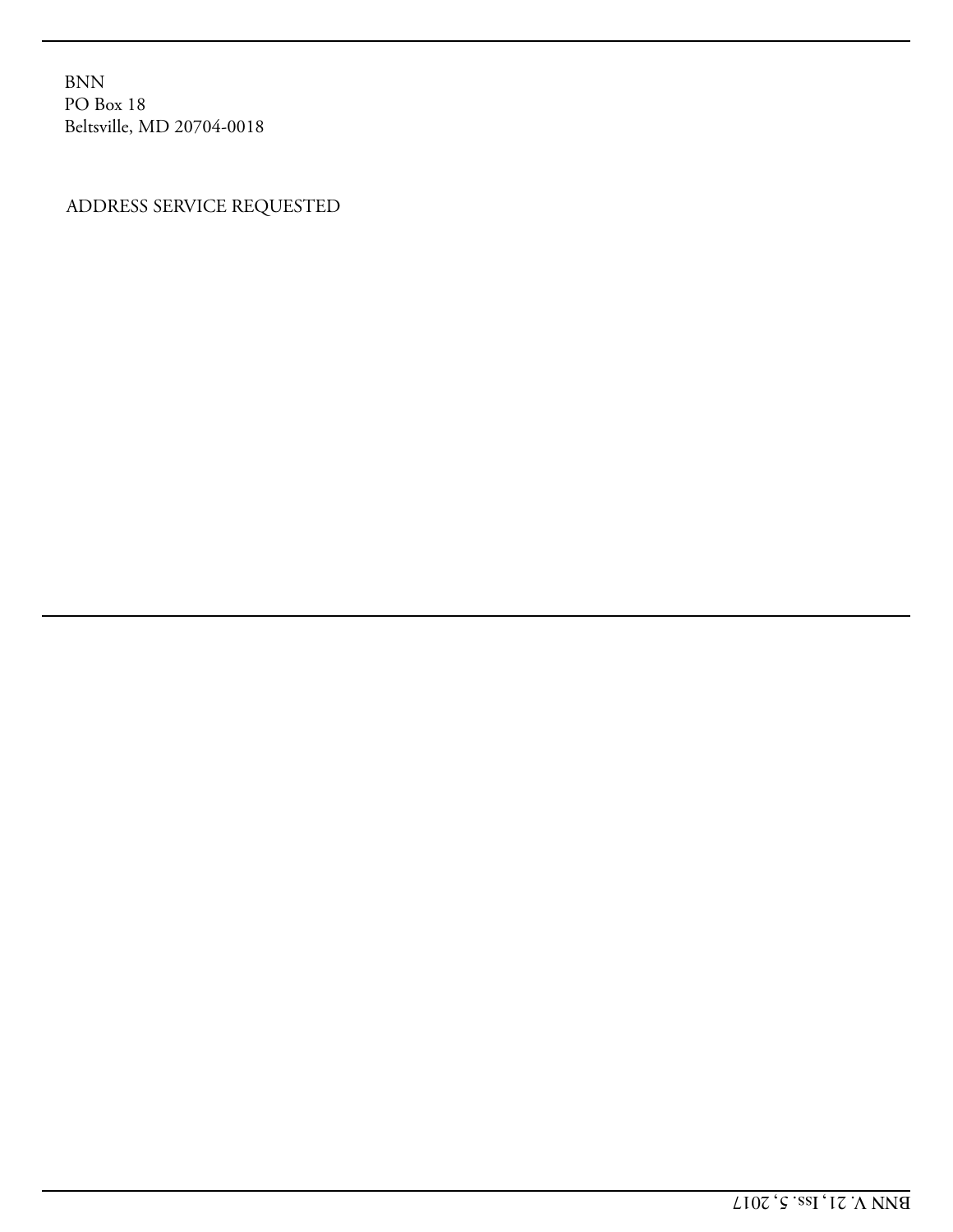BNN
PO Box 18
Beltsville, MD 20704-0018

ADDRESS SERVICE REQUESTED